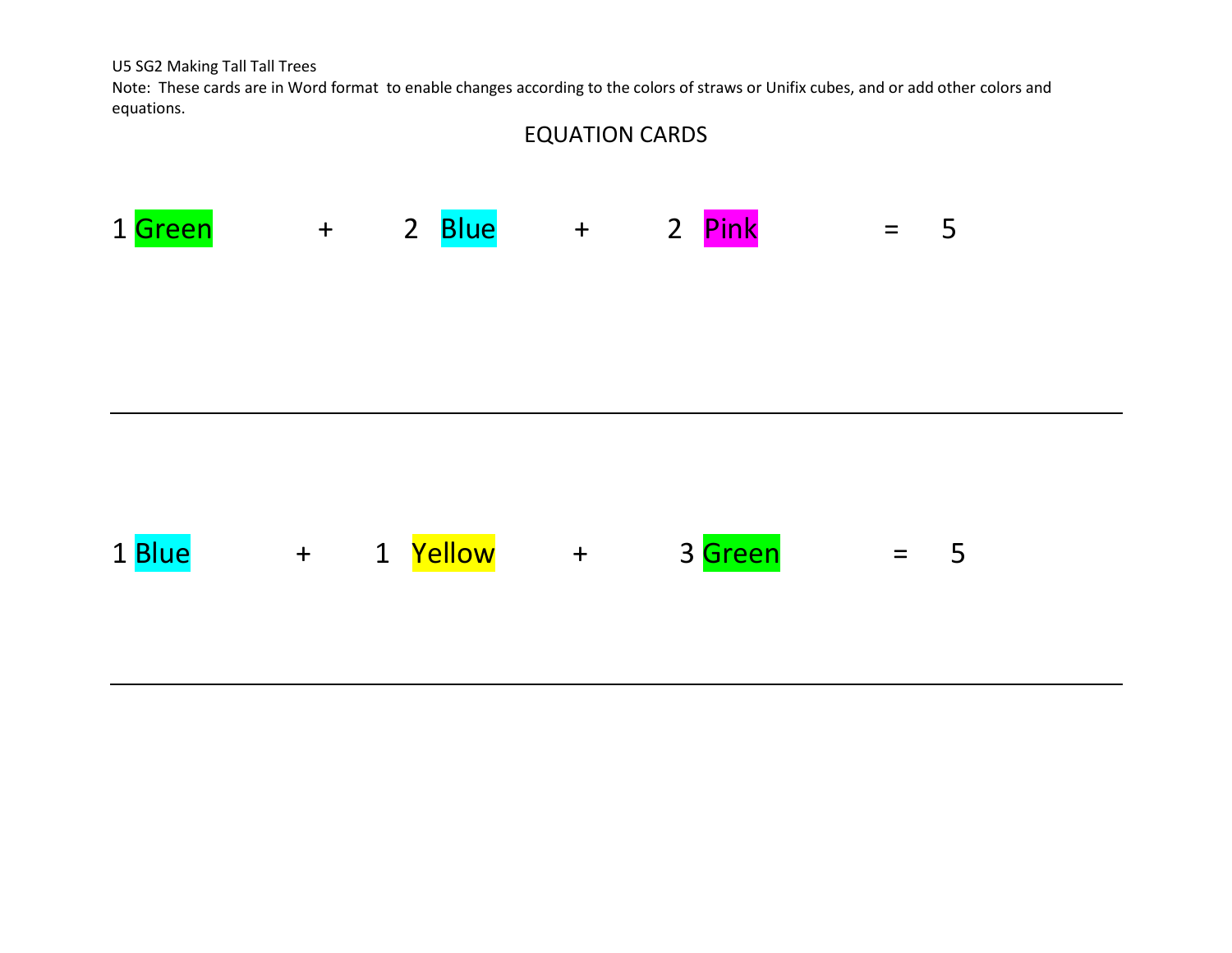U5 SG2 Making Tall Tall Trees

Note: These cards are in Word format to enable changes according to the colors of straws or Unifix cubes, and or add other colors and equations.

## EQUATION CARDS

1 Green + 2 Blue + 2 Pink = 5

---

1 Blue + 1 Yellow + 3 Green = 5

---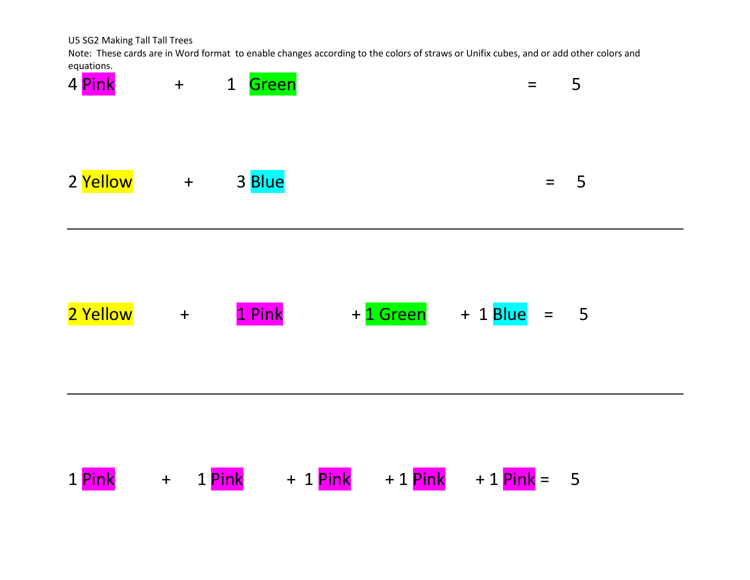U5 SG2 Making Tall Tall Trees

Note: These cards are in Word format to enable changes according to the colors of straws or Unifix cubes, and or add other colors and equations.

4 Pink + 1 Green = 5

2 Yellow + 3 Blue = 5

---

2 Yellow + 1 Pink + 1 Green + 1 Blue = 5

---

1 Pink + 1 Pink + 1 Pink + 1 Pink + 1 Pink = 5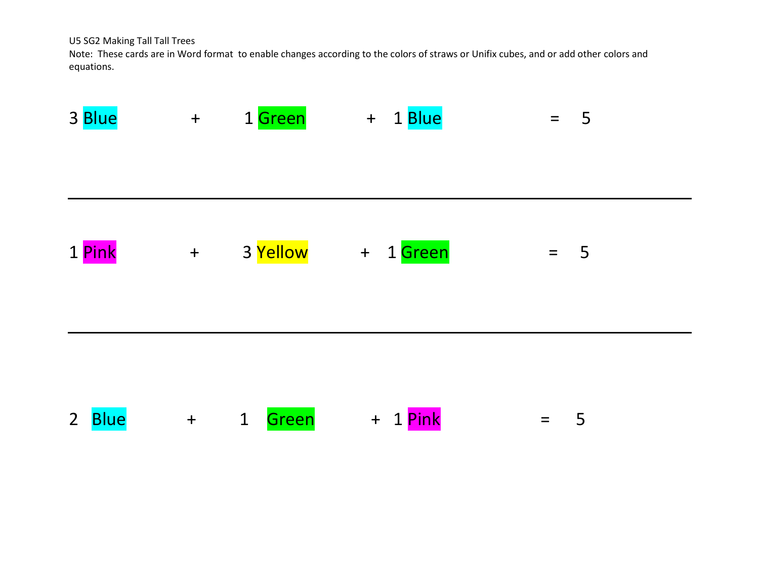U5 SG2 Making Tall Tall Trees

Note: These cards are in Word format to enable changes according to the colors of straws or Unifix cubes, and or add other colors and equations.

3 Blue + 1 Green + 1 Blue = 5

---

1 Pink + 3 Yellow + 1 Green = 5

---

2 Blue + 1 Green + 1 Pink = 5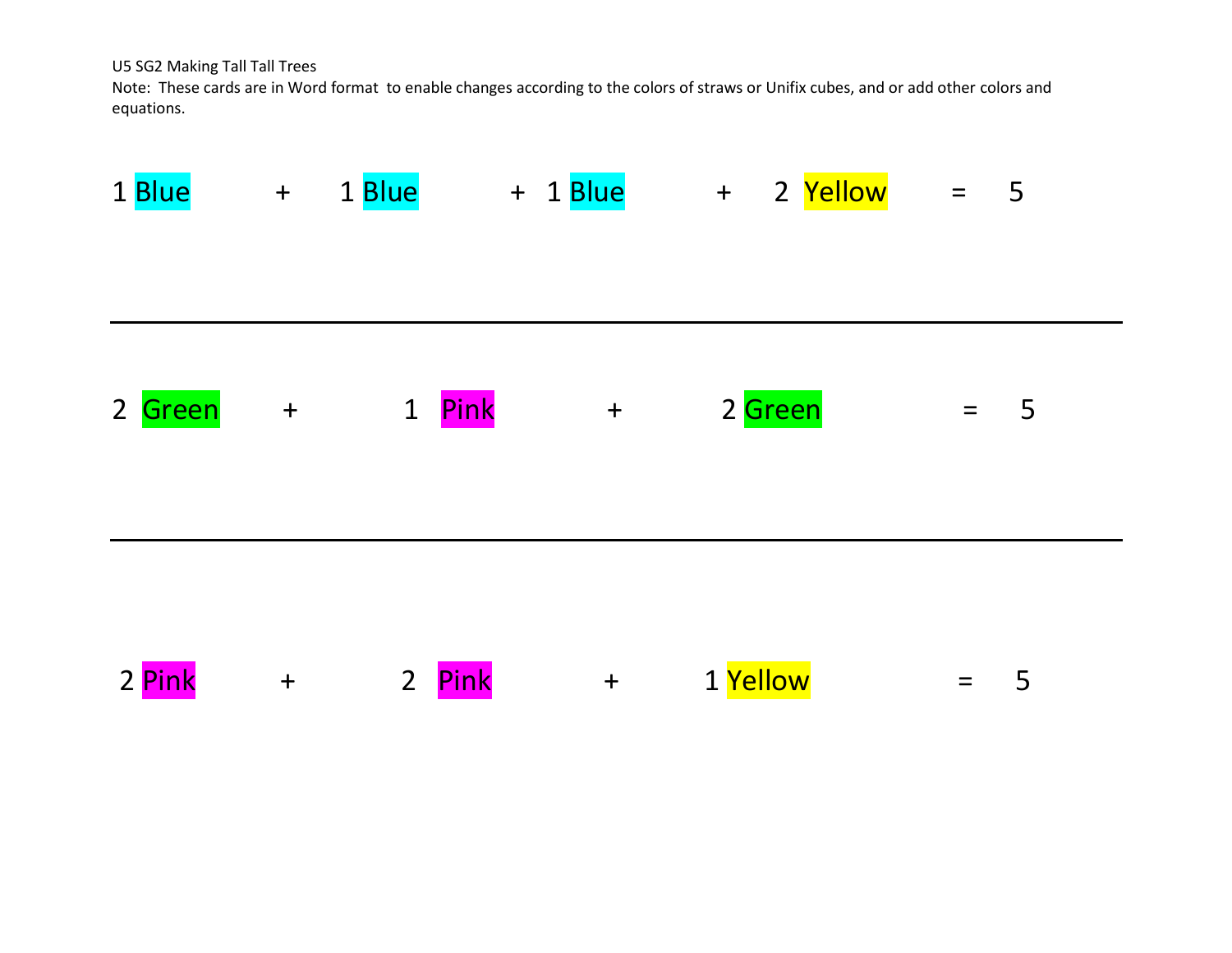U5 SG2 Making Tall Tall Trees

Note: These cards are in Word format to enable changes according to the colors of straws or Unifix cubes, and or add other colors and equations.

1 Blue + 1 Blue + 1 Blue + 2 Yellow = 5

---

2 Green + 1 Pink + 2 Green = 5

---

2 Pink + 2 Pink + 1 Yellow = 5